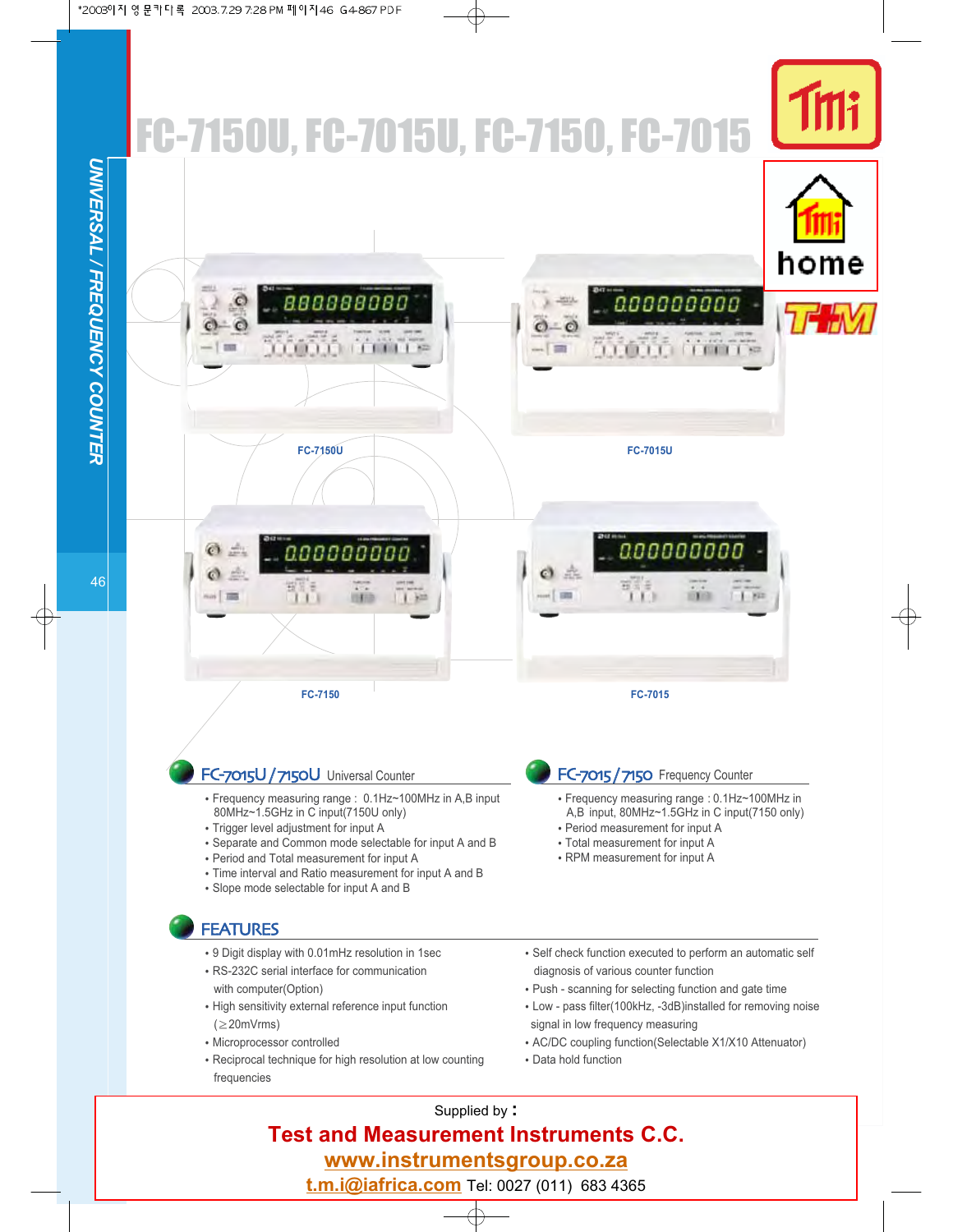# FC-7150U, FC-7015U, FC-7150, FC-7015

UNIVERSAL / FREQUENCY COUNTER

FC-7150U

FC-7015U

FC-7150

FC-7015

## FC-7015U / 7150U Universal Counter

- Frequency measuring range : 0.1Hz~100MHz in A,B input 80MHz~1.5GHz in C input(7150U only)
- Trigger level adjustment for input A
- Separate and Common mode selectable for input A and B
- Period and Total measurement for input A
- Time interval and Ratio measurement for input A and B
- Slope mode selectable for input A and B

## FC-7015 / 7150 Frequency Counter

- Frequency measuring range : 0.1Hz~100MHz in A,B input, 80MHz~1.5GHz in C input(7150 only)
- Period measurement for input A
- Total measurement for input A
- RPM measurement for input A

## FEATURES

- 9 Digit display with 0.01mHz resolution in 1sec
- RS-232C serial interface for communication with computer(Option)
- High sensitivity external reference input function (≥20mVrms)
- Microprocessor controlled
- Reciprocal technique for high resolution at low counting frequencies
- Self check function executed to perform an automatic self diagnosis of various counter function
- Push - scanning for selecting function and gate time
- Low - pass filter(100kHz, -3dB)installed for removing noise signal in low frequency measuring
- AC/DC coupling function(Selectable X1/X10 Attenuator)
- Data hold function

Supplied by :

**Test and Measurement Instruments C.C.**

www.instrumentsgroup.co.za

t.m.i@iafrica.com Tel: 0027 (011) 683 4365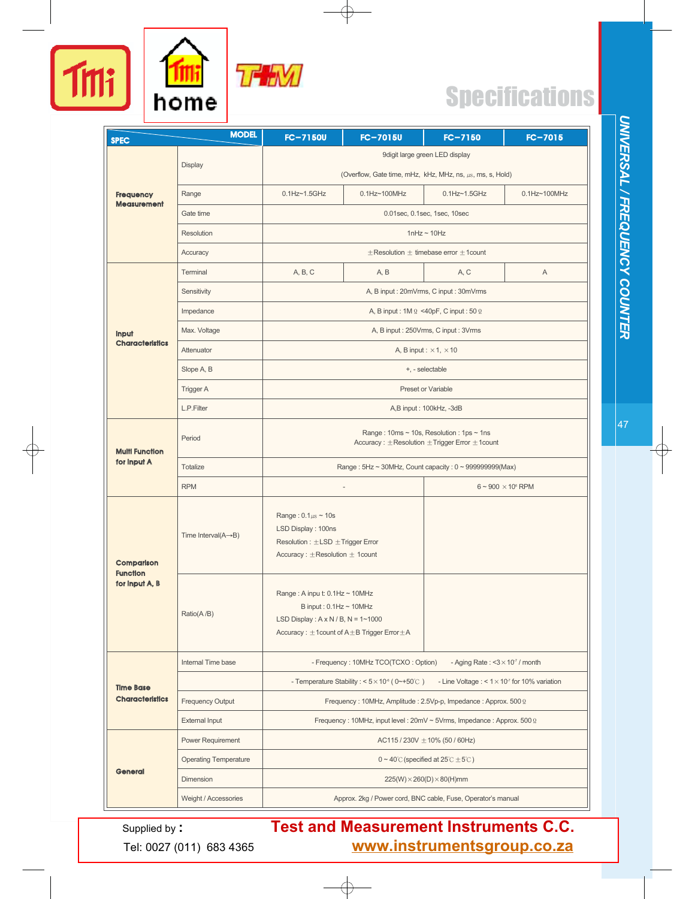# Specifications

## UNIVERSAL / FREQUENCY COUNTER

| SPEC | MODEL | FC-7150U | FC-7015U | FC-7150 | FC-7015 |
|---|---|---|---|---|---|
| Frequency Measurement | Display | 9digit large green LED display (Overflow, Gate time, mHz, kHz, MHz, ns, μs, ms, s, Hold) | | | |
| | Range | 0.1Hz~1.5GHz | 0.1Hz~100MHz | 0.1Hz~1.5GHz | 0.1Hz~100MHz |
| | Gate time | 0.01sec, 0.1sec, 1sec, 10sec | | | |
| | Resolution | 1nHz ~ 10Hz | | | |
| | Accuracy | ±Resolution ± timebase error ±1count | | | |
| Input Characteristics | Terminal | A, B, C | A, B | A, C | A |
| | Sensitivity | A, B input : 20mVrms, C input : 30mVrms | | | |
| | Impedance | A, B input : 1MΩ <40pF, C input : 50Ω | | | |
| | Max. Voltage | A, B input : 250Vrms, C input : 3Vrms | | | |
| | Attenuator | A, B input : ×1, ×10 | | | |
| | Slope A, B | +, - selectable | | | |
| | Trigger A | Preset or Variable | | | |
| | L.P.Filter | A,B input : 100kHz, -3dB | | | |
| Multi Function for Input A | Period | Range : 10ms ~ 10s, Resolution : 1ps ~ 1ns<br>Accuracy : ±Resolution ±Trigger Error ±1count | | | |
| | Totalize | Range : 5Hz ~ 30MHz, Count capacity : 0 ~ 999999999(Max) | | | |
| | RPM | - | | $6 \sim 900 \times 10^6$ RPM | |
| Comparison Function for Input A, B | Time Interval(A→B) | Range : 0.1μs ~ 10s<br>LSD Display : 100ns<br>Resolution : ±LSD ±Trigger Error<br>Accuracy : ±Resolution ± 1count | | | |
| | Ratio(A /B) | Range : A inpu t: 0.1Hz ~ 10MHz<br>B input : 0.1Hz ~ 10MHz<br>LSD Display : A x N / B, N = 1~1000<br>Accuracy : ±1count of A±B Trigger Error±A | | | |
| Time Base Characteristics | Internal Time base | - Frequency : 10MHz TCO(TCXO : Option) - Aging Rate : $<3\times10^{-7}$ / month | | | |
| | | - Temperature Stability : $<5\times10^{-6}$ ( 0~+50℃ ) - Line Voltage : $<1\times10^{-7}$ for 10% variation | | | |
| | Frequency Output | Frequency : 10MHz, Amplitude : 2.5Vp-p, Impedance : Approx. 500Ω | | | |
| | External Input | Frequency : 10MHz, input level : 20mV ~ 5Vrms, Impedance : Approx. 500Ω | | | |
| General | Power Requirement | AC115 / 230V ±10% (50 / 60Hz) | | | |
| | Operating Temperature | 0 ~ 40℃ (specified at 25℃ ±5℃) | | | |
| | Dimension | 225(W)×260(D)×80(H)mm | | | |
| | Weight / Accessories | Approx. 2kg / Power cord, BNC cable, Fuse, Operator's manual | | | |

Supplied by : **Test and Measurement Instruments C.C.**

Tel: 0027 (011) 683 4365 www.instrumentsgroup.co.za